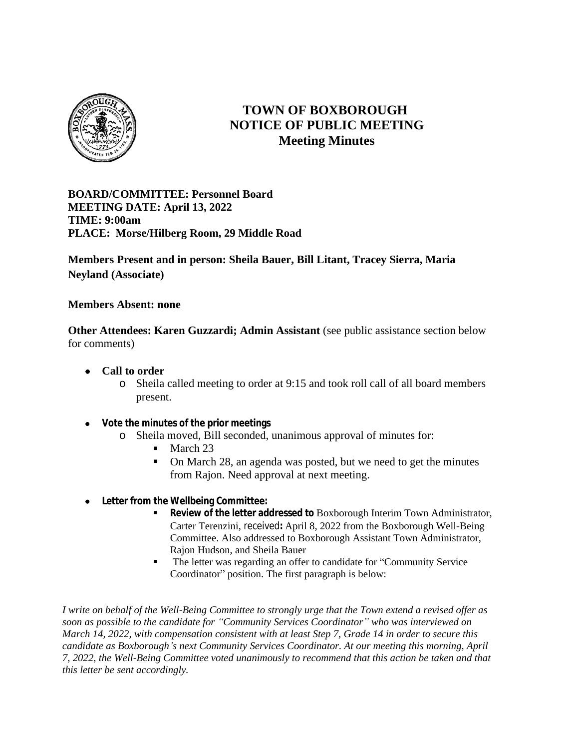# TOWN OF BOXBOROUGH
## NOTICE OF PUBLIC MEETING
## Meeting Minutes

**BOARD/COMMITTEE: Personnel Board**
**MEETING DATE: April 13, 2022**
**TIME: 9:00am**
**PLACE: Morse/Hilberg Room, 29 Middle Road**

**Members Present and in person: Sheila Bauer, Bill Litant, Tracey Sierra, Maria Neyland (Associate)**

**Members Absent: none**

**Other Attendees: Karen Guzzardi; Admin Assistant** (see public assistance section below for comments)

- **Call to order**
  - Sheila called meeting to order at 9:15 and took roll call of all board members present.
- **Vote the minutes of the prior meetings**
  - Sheila moved, Bill seconded, unanimous approval of minutes for:
    - March 23
    - On March 28, an agenda was posted, but we need to get the minutes from Rajon. Need approval at next meeting.
- **Letter from the Wellbeing Committee:**
  - **Review of the letter addressed to** Boxborough Interim Town Administrator, Carter Terenzini, received**:** April 8, 2022 from the Boxborough Well-Being Committee. Also addressed to Boxborough Assistant Town Administrator, Rajon Hudson, and Sheila Bauer
  - The letter was regarding an offer to candidate for "Community Service Coordinator" position. The first paragraph is below:

*I write on behalf of the Well-Being Committee to strongly urge that the Town extend a revised offer as soon as possible to the candidate for "Community Services Coordinator" who was interviewed on March 14, 2022, with compensation consistent with at least Step 7, Grade 14 in order to secure this candidate as Boxborough's next Community Services Coordinator. At our meeting this morning, April 7, 2022, the Well-Being Committee voted unanimously to recommend that this action be taken and that this letter be sent accordingly.*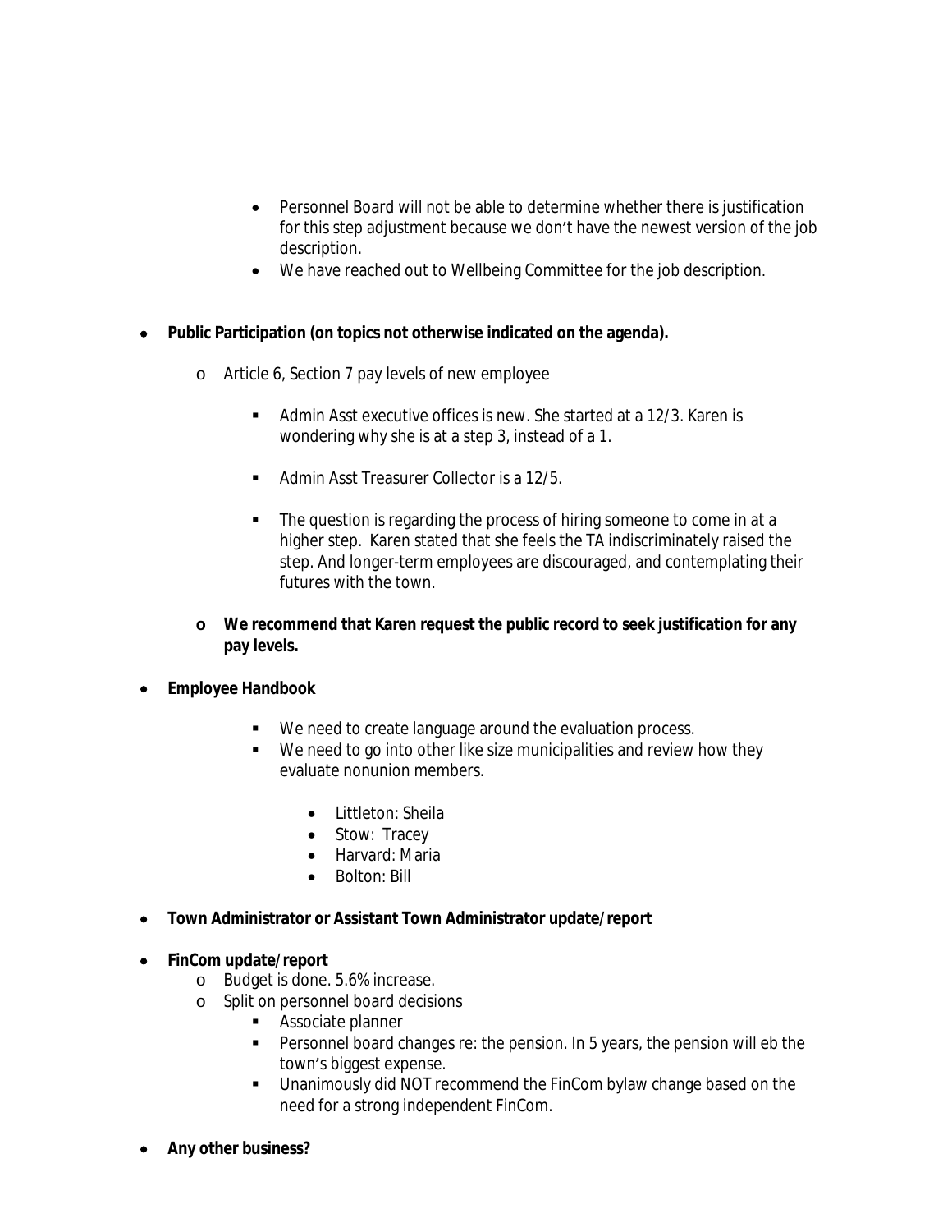- Personnel Board will not be able to determine whether there is justification for this step adjustment because we don't have the newest version of the job description.
    - We have reached out to Wellbeing Committee for the job description.

- **Public Participation (on topics not otherwise indicated on the agenda).**
  - Article 6, Section 7 pay levels of new employee
    - Admin Asst executive offices is new. She started at a 12/3. Karen is wondering why she is at a step 3, instead of a 1.
    - Admin Asst Treasurer Collector is a 12/5.
    - The question is regarding the process of hiring someone to come in at a higher step. Karen stated that she feels the TA indiscriminately raised the step. And longer-term employees are discouraged, and contemplating their futures with the town.
  - **We recommend that Karen request the public record to seek justification for any pay levels.**

- **Employee Handbook**
    - We need to create language around the evaluation process.
    - We need to go into other like size municipalities and review how they evaluate nonunion members.
      - Littleton: Sheila
      - Stow: Tracey
      - Harvard: Maria
      - Bolton: Bill

- **Town Administrator or Assistant Town Administrator update/report**

- **FinCom update/report**
  - Budget is done. 5.6% increase.
  - Split on personnel board decisions
    - Associate planner
    - Personnel board changes re: the pension. In 5 years, the pension will eb the town's biggest expense.
    - Unanimously did NOT recommend the FinCom bylaw change based on the need for a strong independent FinCom.

- **Any other business?**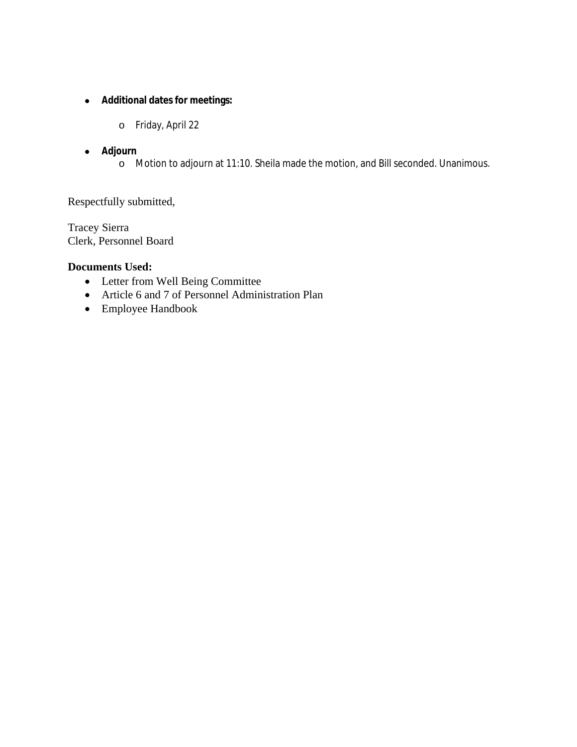- **Additional dates for meetings:**
    - Friday, April 22

- **Adjourn**
    - Motion to adjourn at 11:10. Sheila made the motion, and Bill seconded. Unanimous.

Respectfully submitted,

Tracey Sierra
Clerk, Personnel Board

**Documents Used:**

- Letter from Well Being Committee
- Article 6 and 7 of Personnel Administration Plan
- Employee Handbook